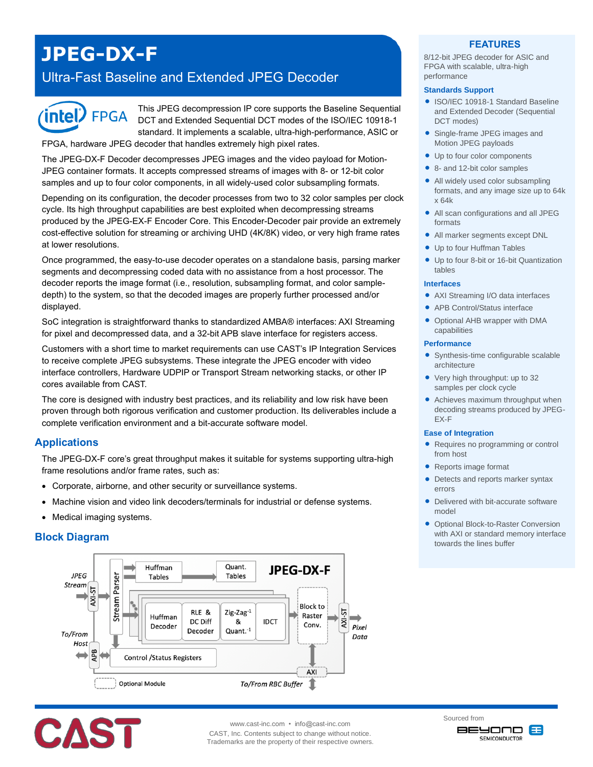# JPEG-DX-F

## Ultra-Fast Baseline and Extended JPEG Decoder

This JPEG decompression IP core supports the Baseline Sequential DCT and Extended Sequential DCT modes of the ISO/IEC 10918-1 standard. It implements a scalable, ultra-high-performance, ASIC or FPGA, hardware JPEG decoder that handles extremely high pixel rates.

The JPEG-DX-F Decoder decompresses JPEG images and the video payload for Motion-JPEG container formats. It accepts compressed streams of images with 8- or 12-bit color samples and up to four color components, in all widely-used color subsampling formats.

Depending on its configuration, the decoder processes from two to 32 color samples per clock cycle. Its high throughput capabilities are best exploited when decompressing streams produced by the JPEG-EX-F Encoder Core. This Encoder-Decoder pair provide an extremely cost-effective solution for streaming or archiving UHD (4K/8K) video, or very high frame rates at lower resolutions.

Once programmed, the easy-to-use decoder operates on a standalone basis, parsing marker segments and decompressing coded data with no assistance from a host processor. The decoder reports the image format (i.e., resolution, subsampling format, and color sample-depth) to the system, so that the decoded images are properly further processed and/or displayed.

SoC integration is straightforward thanks to standardized AMBA® interfaces: AXI Streaming for pixel and decompressed data, and a 32-bit APB slave interface for registers access.

Customers with a short time to market requirements can use CAST's IP Integration Services to receive complete JPEG subsystems. These integrate the JPEG encoder with video interface controllers, Hardware UDPIP or Transport Stream networking stacks, or other IP cores available from CAST.

The core is designed with industry best practices, and its reliability and low risk have been proven through both rigorous verification and customer production. Its deliverables include a complete verification environment and a bit-accurate software model.

## Applications

The JPEG-DX-F core's great throughput makes it suitable for systems supporting ultra-high frame resolutions and/or frame rates, such as:

- Corporate, airborne, and other security or surveillance systems.
- Machine vision and video link decoders/terminals for industrial or defense systems.
- Medical imaging systems.

## Block Diagram

JPEG-DX-F: JPEG Stream → AXI-ST → Stream Parser → Huffman Tables / Quant. Tables; Huffman Decoder → RLE & DC Diff Decoder → Zig-Zag$^{-1}$ & Quant.$^{-1}$ → IDCT → Block to Raster Conv. → AXI-ST → Pixel Data; To/From Host ↔ APB ↔ Control /Status Registers; AXI ↔ To/From RBC Buffer; Optional Module (dashed)

## FEATURES

8/12-bit JPEG decoder for ASIC and FPGA with scalable, ultra-high performance

### Standards Support

- ISO/IEC 10918-1 Standard Baseline and Extended Decoder (Sequential DCT modes)
- Single-frame JPEG images and Motion JPEG payloads
- Up to four color components
- 8- and 12-bit color samples
- All widely used color subsampling formats, and any image size up to 64k x 64k
- All scan configurations and all JPEG formats
- All marker segments except DNL
- Up to four Huffman Tables
- Up to four 8-bit or 16-bit Quantization tables

### Interfaces

- AXI Streaming I/O data interfaces
- APB Control/Status interface
- Optional AHB wrapper with DMA capabilities

### Performance

- Synthesis-time configurable scalable architecture
- Very high throughput: up to 32 samples per clock cycle
- Achieves maximum throughput when decoding streams produced by JPEG-EX-F

### Ease of Integration

- Requires no programming or control from host
- Reports image format
- Detects and reports marker syntax errors
- Delivered with bit-accurate software model
- Optional Block-to-Raster Conversion with AXI or standard memory interface towards the lines buffer

www.cast-inc.com • info@cast-inc.com
CAST, Inc. Contents subject to change without notice.
Trademarks are the property of their respective owners.

Sourced from Beyond Semiconductor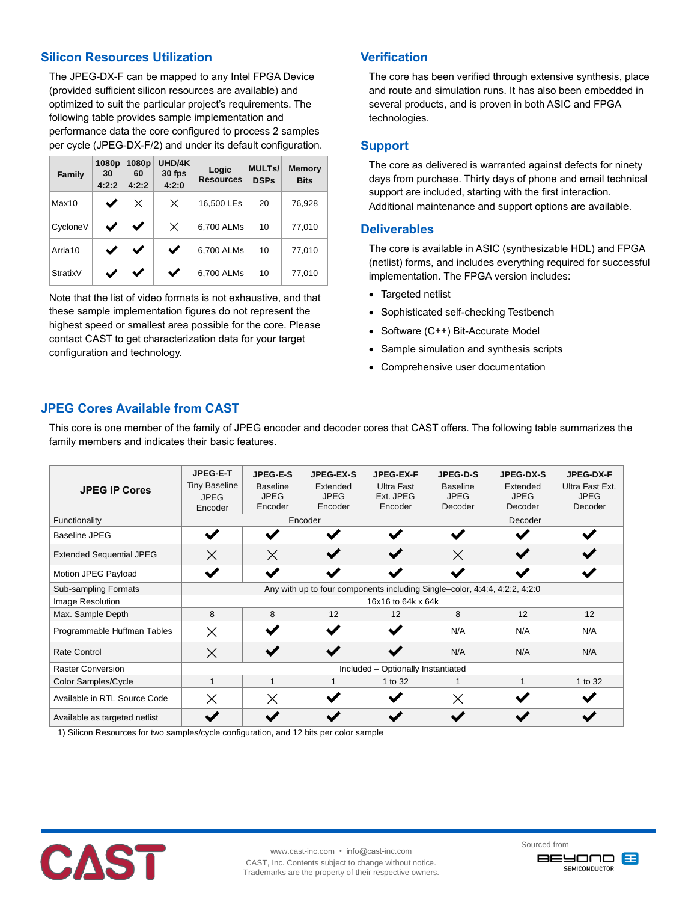## Silicon Resources Utilization

The JPEG-DX-F can be mapped to any Intel FPGA Device (provided sufficient silicon resources are available) and optimized to suit the particular project's requirements. The following table provides sample implementation and performance data the core configured to process 2 samples per cycle (JPEG-DX-F/2) and under its default configuration.

| Family | 1080p 30 4:2:2 | 1080p 60 4:2:2 | UHD/4K 30 fps 4:2:0 | Logic Resources | MULTs/ DSPs | Memory Bits |
|---|---|---|---|---|---|---|
| Max10 | ✔ | ✕ | ✕ | 16,500 LEs | 20 | 76,928 |
| CycloneV | ✔ | ✔ | ✕ | 6,700 ALMs | 10 | 77,010 |
| Arria10 | ✔ | ✔ | ✔ | 6,700 ALMs | 10 | 77,010 |
| StratixV | ✔ | ✔ | ✔ | 6,700 ALMs | 10 | 77,010 |

Note that the list of video formats is not exhaustive, and that these sample implementation figures do not represent the highest speed or smallest area possible for the core. Please contact CAST to get characterization data for your target configuration and technology.

## Verification

The core has been verified through extensive synthesis, place and route and simulation runs. It has also been embedded in several products, and is proven in both ASIC and FPGA technologies.

## Support

The core as delivered is warranted against defects for ninety days from purchase. Thirty days of phone and email technical support are included, starting with the first interaction. Additional maintenance and support options are available.

## Deliverables

The core is available in ASIC (synthesizable HDL) and FPGA (netlist) forms, and includes everything required for successful implementation. The FPGA version includes:

- Targeted netlist
- Sophisticated self-checking Testbench
- Software (C++) Bit-Accurate Model
- Sample simulation and synthesis scripts
- Comprehensive user documentation

## JPEG Cores Available from CAST

This core is one member of the family of JPEG encoder and decoder cores that CAST offers. The following table summarizes the family members and indicates their basic features.

| JPEG IP Cores | JPEG-E-T Tiny Baseline JPEG Encoder | JPEG-E-S Baseline JPEG Encoder | JPEG-EX-S Extended JPEG Encoder | JPEG-EX-F Ultra Fast Ext. JPEG Encoder | JPEG-D-S Baseline JPEG Decoder | JPEG-DX-S Extended JPEG Decoder | JPEG-DX-F Ultra Fast Ext. JPEG Decoder |
|---|---|---|---|---|---|---|---|
| Functionality | Encoder | | | | Decoder | | |
| Baseline JPEG | ✔ | ✔ | ✔ | ✔ | ✔ | ✔ | ✔ |
| Extended Sequential JPEG | ✕ | ✕ | ✔ | ✔ | ✕ | ✔ | ✔ |
| Motion JPEG Payload | ✔ | ✔ | ✔ | ✔ | ✔ | ✔ | ✔ |
| Sub-sampling Formats | Any with up to four components including Single–color, 4:4:4, 4:2:2, 4:2:0 | | | | | | |
| Image Resolution | 16x16 to 64k x 64k | | | | | | |
| Max. Sample Depth | 8 | 8 | 12 | 12 | 8 | 12 | 12 |
| Programmable Huffman Tables | ✕ | ✔ | ✔ | ✔ | N/A | N/A | N/A |
| Rate Control | ✕ | ✔ | ✔ | ✔ | N/A | N/A | N/A |
| Raster Conversion | Included – Optionally Instantiated | | | | | | |
| Color Samples/Cycle | 1 | 1 | 1 | 1 to 32 | 1 | 1 | 1 to 32 |
| Available in RTL Source Code | ✕ | ✕ | ✔ | ✔ | ✕ | ✔ | ✔ |
| Available as targeted netlist | ✔ | ✔ | ✔ | ✔ | ✔ | ✔ | ✔ |

1) Silicon Resources for two samples/cycle configuration, and 12 bits per color sample

www.cast-inc.com • info@cast-inc.com
CAST, Inc. Contents subject to change without notice.
Trademarks are the property of their respective owners.

Sourced from BEYOND SEMICONDUCTOR